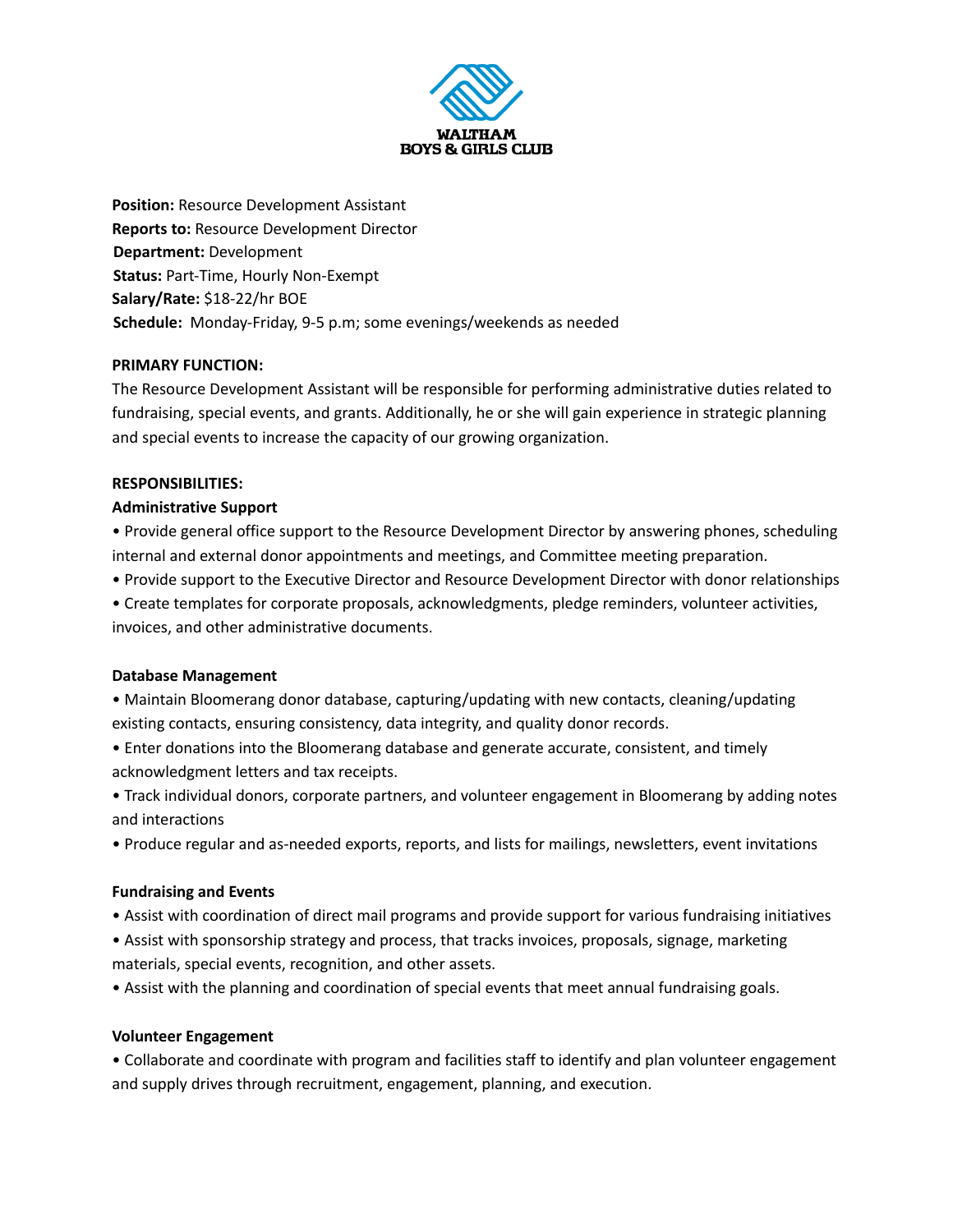WALTHAM
BOYS & GIRLS CLUB

**Position:** Resource Development Assistant
**Reports to:** Resource Development Director
**Department:** Development
**Status:** Part-Time, Hourly Non-Exempt
**Salary/Rate:** $18-22/hr BOE
**Schedule:** Monday-Friday, 9-5 p.m; some evenings/weekends as needed

**PRIMARY FUNCTION:**

The Resource Development Assistant will be responsible for performing administrative duties related to fundraising, special events, and grants. Additionally, he or she will gain experience in strategic planning and special events to increase the capacity of our growing organization.

**RESPONSIBILITIES:**

**Administrative Support**

- Provide general office support to the Resource Development Director by answering phones, scheduling internal and external donor appointments and meetings, and Committee meeting preparation.
- Provide support to the Executive Director and Resource Development Director with donor relationships
- Create templates for corporate proposals, acknowledgments, pledge reminders, volunteer activities, invoices, and other administrative documents.

**Database Management**

- Maintain Bloomerang donor database, capturing/updating with new contacts, cleaning/updating existing contacts, ensuring consistency, data integrity, and quality donor records.
- Enter donations into the Bloomerang database and generate accurate, consistent, and timely acknowledgment letters and tax receipts.
- Track individual donors, corporate partners, and volunteer engagement in Bloomerang by adding notes and interactions
- Produce regular and as-needed exports, reports, and lists for mailings, newsletters, event invitations

**Fundraising and Events**

- Assist with coordination of direct mail programs and provide support for various fundraising initiatives
- Assist with sponsorship strategy and process, that tracks invoices, proposals, signage, marketing materials, special events, recognition, and other assets.
- Assist with the planning and coordination of special events that meet annual fundraising goals.

**Volunteer Engagement**

- Collaborate and coordinate with program and facilities staff to identify and plan volunteer engagement and supply drives through recruitment, engagement, planning, and execution.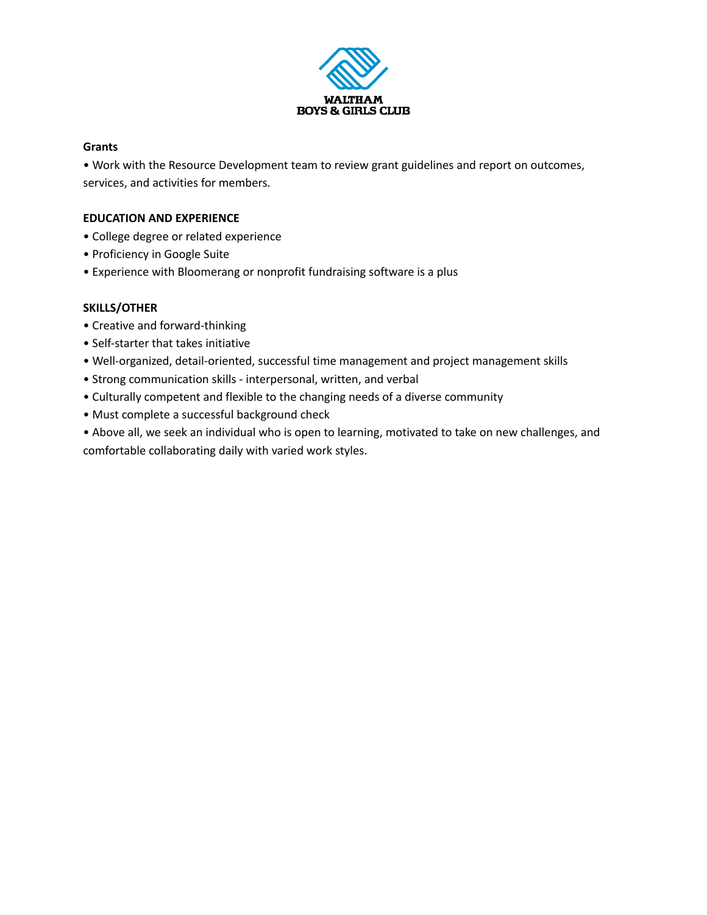**Grants**

• Work with the Resource Development team to review grant guidelines and report on outcomes, services, and activities for members.

**EDUCATION AND EXPERIENCE**

• College degree or related experience
• Proficiency in Google Suite
• Experience with Bloomerang or nonprofit fundraising software is a plus

**SKILLS/OTHER**

• Creative and forward-thinking
• Self-starter that takes initiative
• Well-organized, detail-oriented, successful time management and project management skills
• Strong communication skills - interpersonal, written, and verbal
• Culturally competent and flexible to the changing needs of a diverse community
• Must complete a successful background check
• Above all, we seek an individual who is open to learning, motivated to take on new challenges, and comfortable collaborating daily with varied work styles.